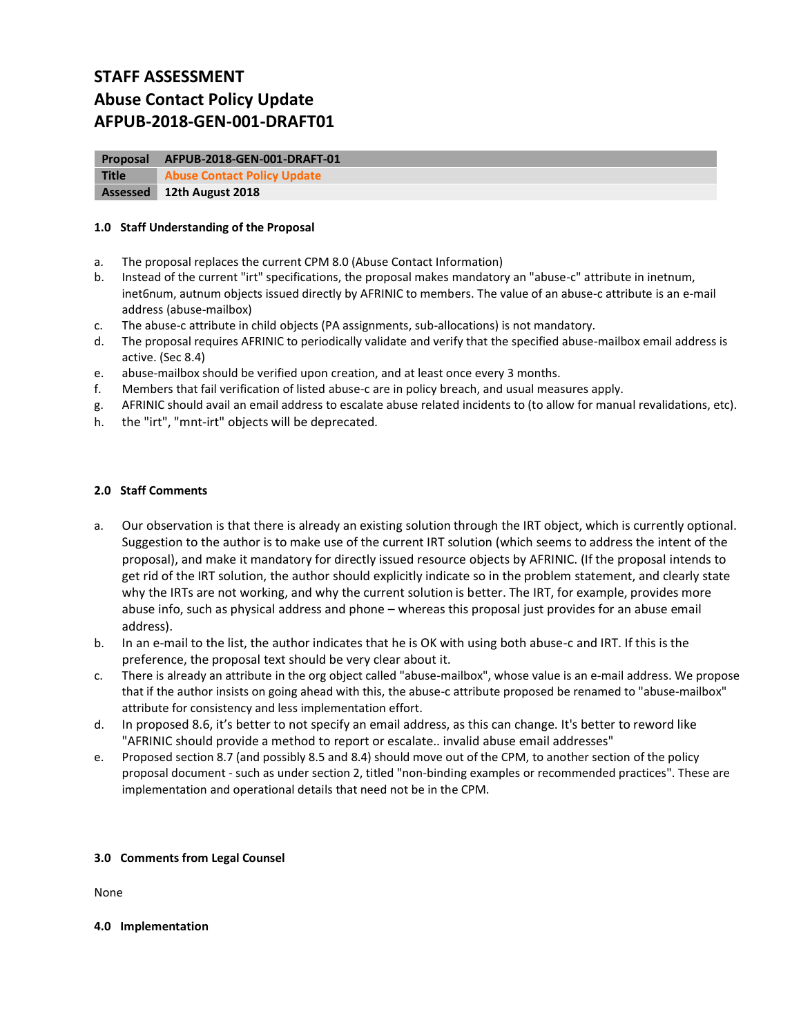# STAFF ASSESSMENT
# Abuse Contact Policy Update
# AFPUB-2018-GEN-001-DRAFT01

| Proposal | AFPUB-2018-GEN-001-DRAFT-01 |
|---|---|
| Title | Abuse Contact Policy Update |
| Assessed | 12th August 2018 |

### 1.0 Staff Understanding of the Proposal

a. The proposal replaces the current CPM 8.0 (Abuse Contact Information)
b. Instead of the current "irt" specifications, the proposal makes mandatory an "abuse-c" attribute in inetnum, inet6num, autnum objects issued directly by AFRINIC to members. The value of an abuse-c attribute is an e-mail address (abuse-mailbox)
c. The abuse-c attribute in child objects (PA assignments, sub-allocations) is not mandatory.
d. The proposal requires AFRINIC to periodically validate and verify that the specified abuse-mailbox email address is active. (Sec 8.4)
e. abuse-mailbox should be verified upon creation, and at least once every 3 months.
f. Members that fail verification of listed abuse-c are in policy breach, and usual measures apply.
g. AFRINIC should avail an email address to escalate abuse related incidents to (to allow for manual revalidations, etc).
h. the "irt", "mnt-irt" objects will be deprecated.

### 2.0 Staff Comments

a. Our observation is that there is already an existing solution through the IRT object, which is currently optional. Suggestion to the author is to make use of the current IRT solution (which seems to address the intent of the proposal), and make it mandatory for directly issued resource objects by AFRINIC. (If the proposal intends to get rid of the IRT solution, the author should explicitly indicate so in the problem statement, and clearly state why the IRTs are not working, and why the current solution is better. The IRT, for example, provides more abuse info, such as physical address and phone – whereas this proposal just provides for an abuse email address).
b. In an e-mail to the list, the author indicates that he is OK with using both abuse-c and IRT. If this is the preference, the proposal text should be very clear about it.
c. There is already an attribute in the org object called "abuse-mailbox", whose value is an e-mail address. We propose that if the author insists on going ahead with this, the abuse-c attribute proposed be renamed to "abuse-mailbox" attribute for consistency and less implementation effort.
d. In proposed 8.6, it's better to not specify an email address, as this can change. It's better to reword like "AFRINIC should provide a method to report or escalate.. invalid abuse email addresses"
e. Proposed section 8.7 (and possibly 8.5 and 8.4) should move out of the CPM, to another section of the policy proposal document - such as under section 2, titled "non-binding examples or recommended practices". These are implementation and operational details that need not be in the CPM.

### 3.0 Comments from Legal Counsel

None

### 4.0 Implementation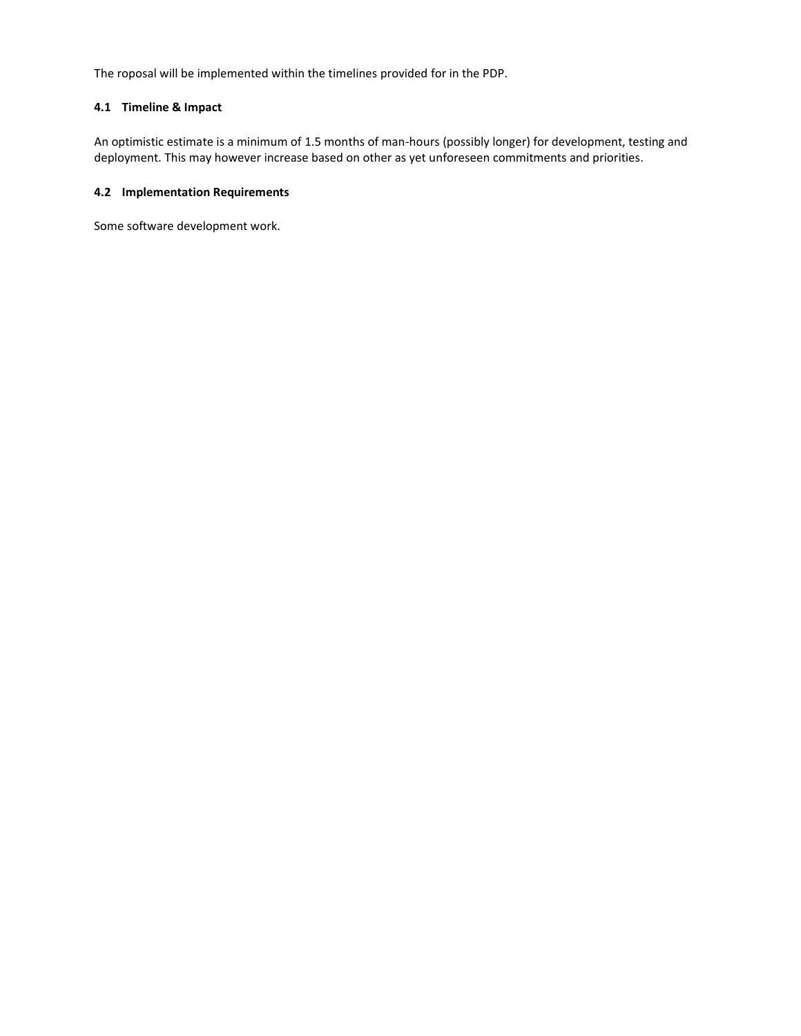The roposal will be implemented within the timelines provided for in the PDP.

### 4.1 Timeline & Impact

An optimistic estimate is a minimum of 1.5 months of man-hours (possibly longer) for development, testing and deployment. This may however increase based on other as yet unforeseen commitments and priorities.

### 4.2 Implementation Requirements

Some software development work.